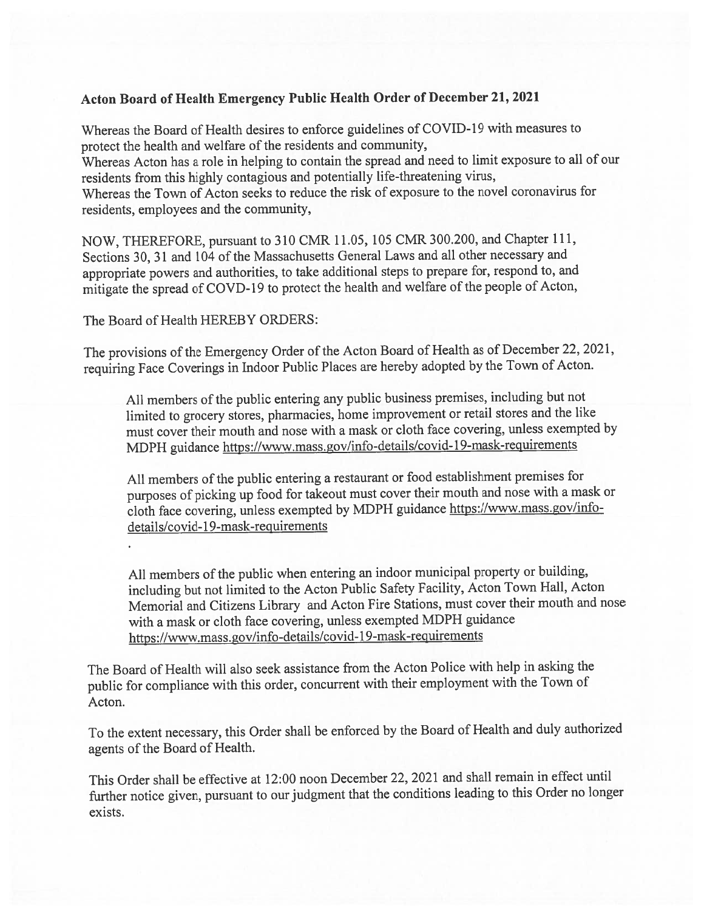## Acton Board of Health Emergency Public Health Order of December 21, 2021

Whereas the Board of Health desires to enforce guidelines of COVID-19 with measures to protect the health and welfare of the residents and community,
Whereas Acton has a role in helping to contain the spread and need to limit exposure to all of our residents from this highly contagious and potentially life-threatening virus,
Whereas the Town of Acton seeks to reduce the risk of exposure to the novel coronavirus for residents, employees and the community,

NOW, THEREFORE, pursuant to 310 CMR 11.05, 105 CMR 300.200, and Chapter 111, Sections 30, 31 and 104 of the Massachusetts General Laws and all other necessary and appropriate powers and authorities, to take additional steps to prepare for, respond to, and mitigate the spread of COVD-19 to protect the health and welfare of the people of Acton,

The Board of Health HEREBY ORDERS:

The provisions of the Emergency Order of the Acton Board of Health as of December 22, 2021, requiring Face Coverings in Indoor Public Places are hereby adopted by the Town of Acton.

> All members of the public entering any public business premises, including but not limited to grocery stores, pharmacies, home improvement or retail stores and the like must cover their mouth and nose with a mask or cloth face covering, unless exempted by MDPH guidance https://www.mass.gov/info-details/covid-19-mask-requirements
>
> All members of the public entering a restaurant or food establishment premises for purposes of picking up food for takeout must cover their mouth and nose with a mask or cloth face covering, unless exempted by MDPH guidance https://www.mass.gov/info-details/covid-19-mask-requirements
>
> .
>
> All members of the public when entering an indoor municipal property or building, including but not limited to the Acton Public Safety Facility, Acton Town Hall, Acton Memorial and Citizens Library and Acton Fire Stations, must cover their mouth and nose with a mask or cloth face covering, unless exempted MDPH guidance https://www.mass.gov/info-details/covid-19-mask-requirements

The Board of Health will also seek assistance from the Acton Police with help in asking the public for compliance with this order, concurrent with their employment with the Town of Acton.

To the extent necessary, this Order shall be enforced by the Board of Health and duly authorized agents of the Board of Health.

This Order shall be effective at 12:00 noon December 22, 2021 and shall remain in effect until further notice given, pursuant to our judgment that the conditions leading to this Order no longer exists.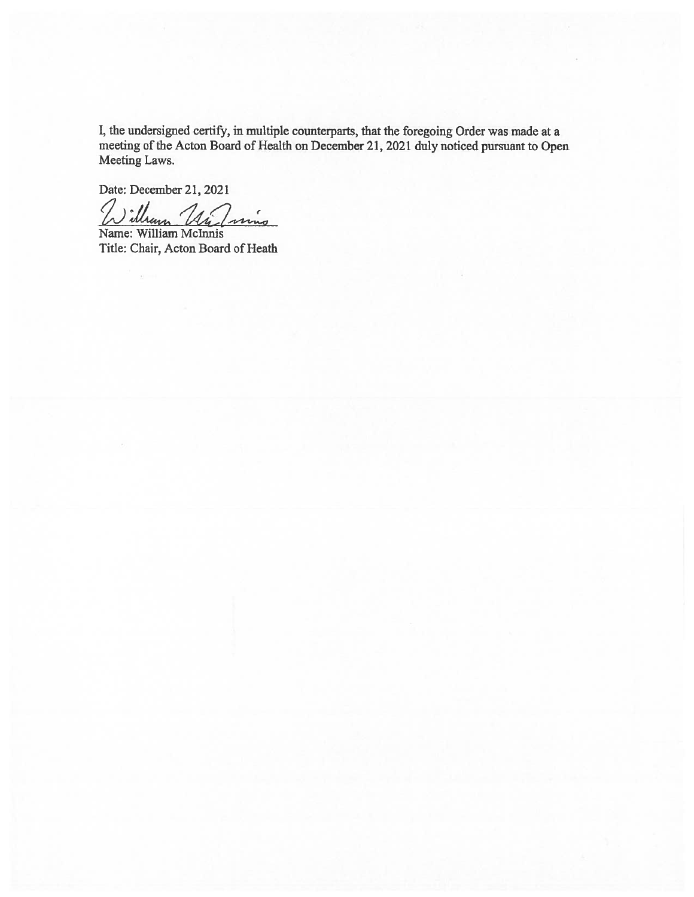I, the undersigned certify, in multiple counterparts, that the foregoing Order was made at a meeting of the Acton Board of Health on December 21, 2021 duly noticed pursuant to Open Meeting Laws.

Date: December 21, 2021

William McInnis

Name: William McInnis
Title: Chair, Acton Board of Heath